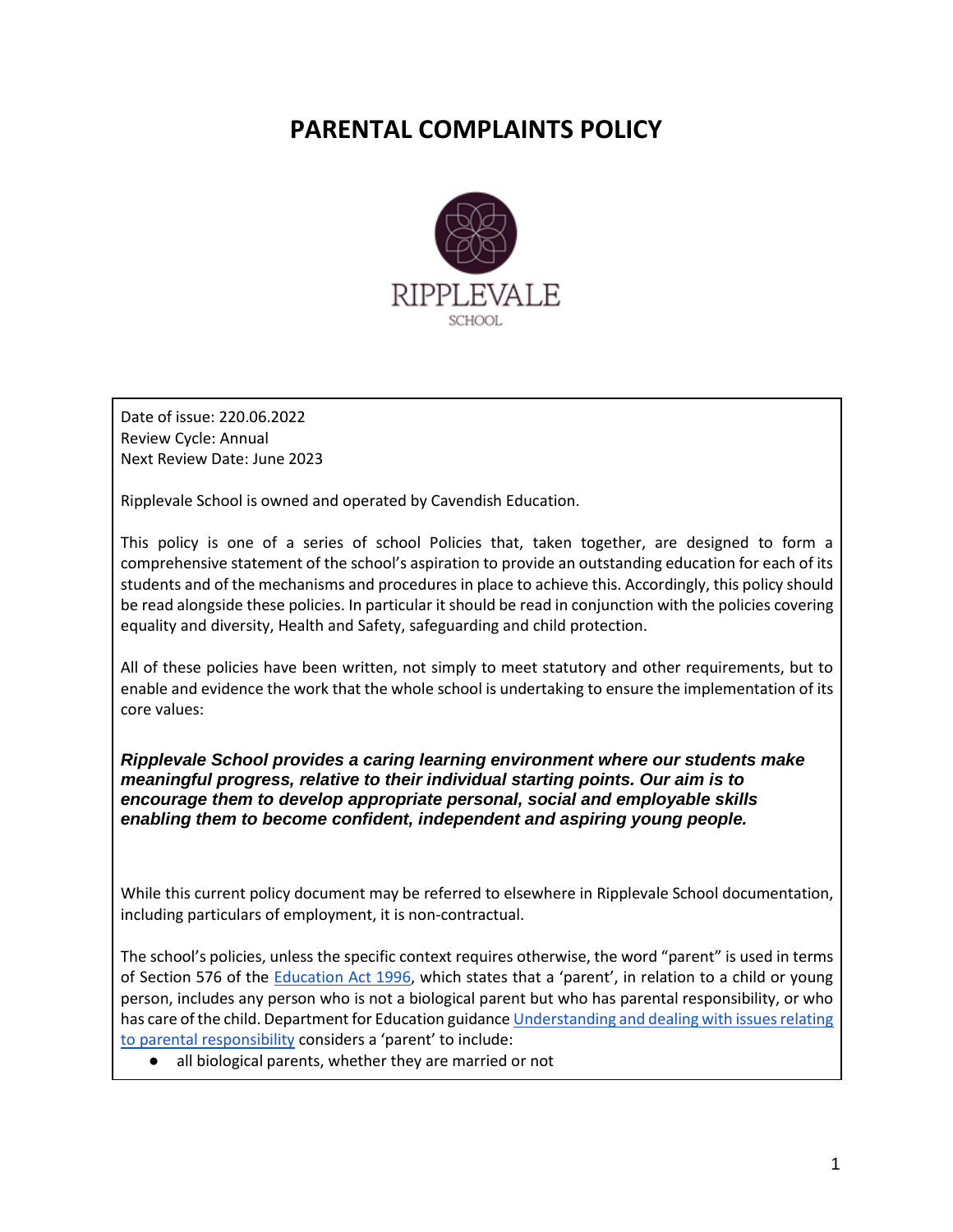# PARENTAL COMPLAINTS POLICY

RIPPLEVALE
SCHOOL

Date of issue: 220.06.2022
Review Cycle: Annual
Next Review Date: June 2023

Ripplevale School is owned and operated by Cavendish Education.

This policy is one of a series of school Policies that, taken together, are designed to form a comprehensive statement of the school's aspiration to provide an outstanding education for each of its students and of the mechanisms and procedures in place to achieve this. Accordingly, this policy should be read alongside these policies. In particular it should be read in conjunction with the policies covering equality and diversity, Health and Safety, safeguarding and child protection.

All of these policies have been written, not simply to meet statutory and other requirements, but to enable and evidence the work that the whole school is undertaking to ensure the implementation of its core values:

***Ripplevale School provides a caring learning environment where our students make meaningful progress, relative to their individual starting points. Our aim is to encourage them to develop appropriate personal, social and employable skills enabling them to become confident, independent and aspiring young people.***

While this current policy document may be referred to elsewhere in Ripplevale School documentation, including particulars of employment, it is non-contractual.

The school's policies, unless the specific context requires otherwise, the word "parent" is used in terms of Section 576 of the Education Act 1996, which states that a 'parent', in relation to a child or young person, includes any person who is not a biological parent but who has parental responsibility, or who has care of the child. Department for Education guidance Understanding and dealing with issues relating to parental responsibility considers a 'parent' to include:

- all biological parents, whether they are married or not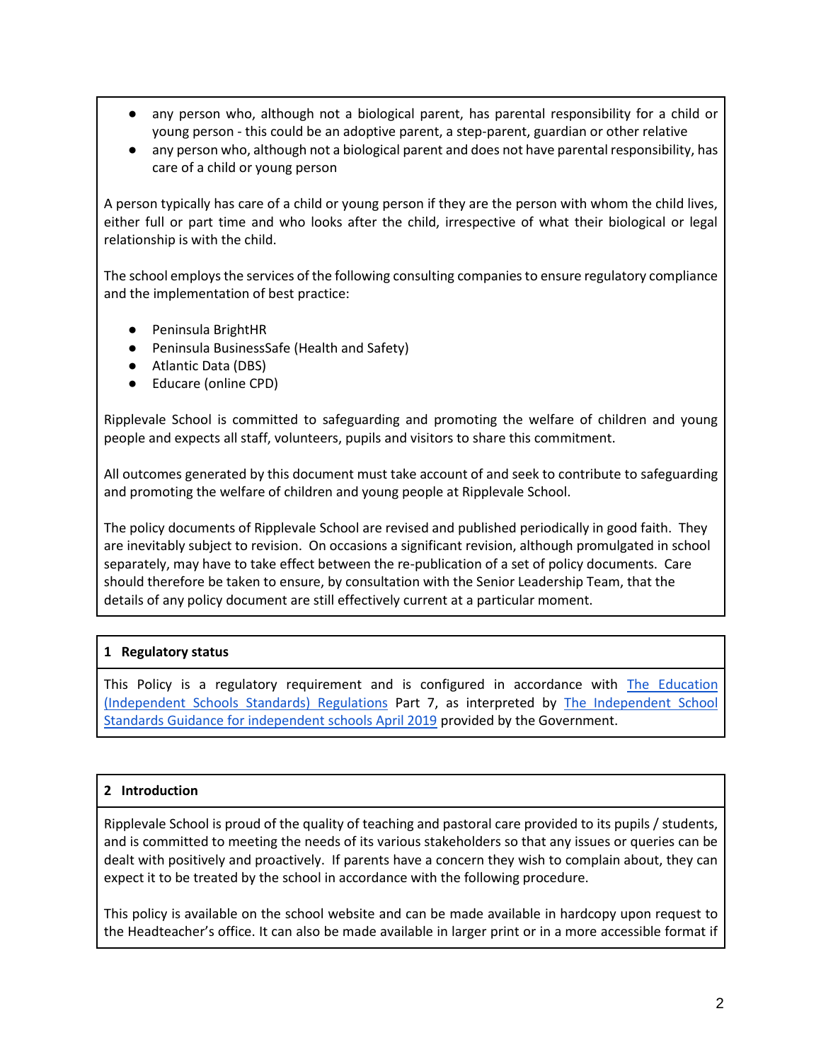- any person who, although not a biological parent, has parental responsibility for a child or young person - this could be an adoptive parent, a step-parent, guardian or other relative
- any person who, although not a biological parent and does not have parental responsibility, has care of a child or young person

A person typically has care of a child or young person if they are the person with whom the child lives, either full or part time and who looks after the child, irrespective of what their biological or legal relationship is with the child.

The school employs the services of the following consulting companies to ensure regulatory compliance and the implementation of best practice:

- Peninsula BrightHR
- Peninsula BusinessSafe (Health and Safety)
- Atlantic Data (DBS)
- Educare (online CPD)

Ripplevale School is committed to safeguarding and promoting the welfare of children and young people and expects all staff, volunteers, pupils and visitors to share this commitment.

All outcomes generated by this document must take account of and seek to contribute to safeguarding and promoting the welfare of children and young people at Ripplevale School.

The policy documents of Ripplevale School are revised and published periodically in good faith. They are inevitably subject to revision. On occasions a significant revision, although promulgated in school separately, may have to take effect between the re-publication of a set of policy documents. Care should therefore be taken to ensure, by consultation with the Senior Leadership Team, that the details of any policy document are still effectively current at a particular moment.

## 1 Regulatory status

This Policy is a regulatory requirement and is configured in accordance with The Education (Independent Schools Standards) Regulations Part 7, as interpreted by The Independent School Standards Guidance for independent schools April 2019 provided by the Government.

## 2 Introduction

Ripplevale School is proud of the quality of teaching and pastoral care provided to its pupils / students, and is committed to meeting the needs of its various stakeholders so that any issues or queries can be dealt with positively and proactively. If parents have a concern they wish to complain about, they can expect it to be treated by the school in accordance with the following procedure.

This policy is available on the school website and can be made available in hardcopy upon request to the Headteacher's office. It can also be made available in larger print or in a more accessible format if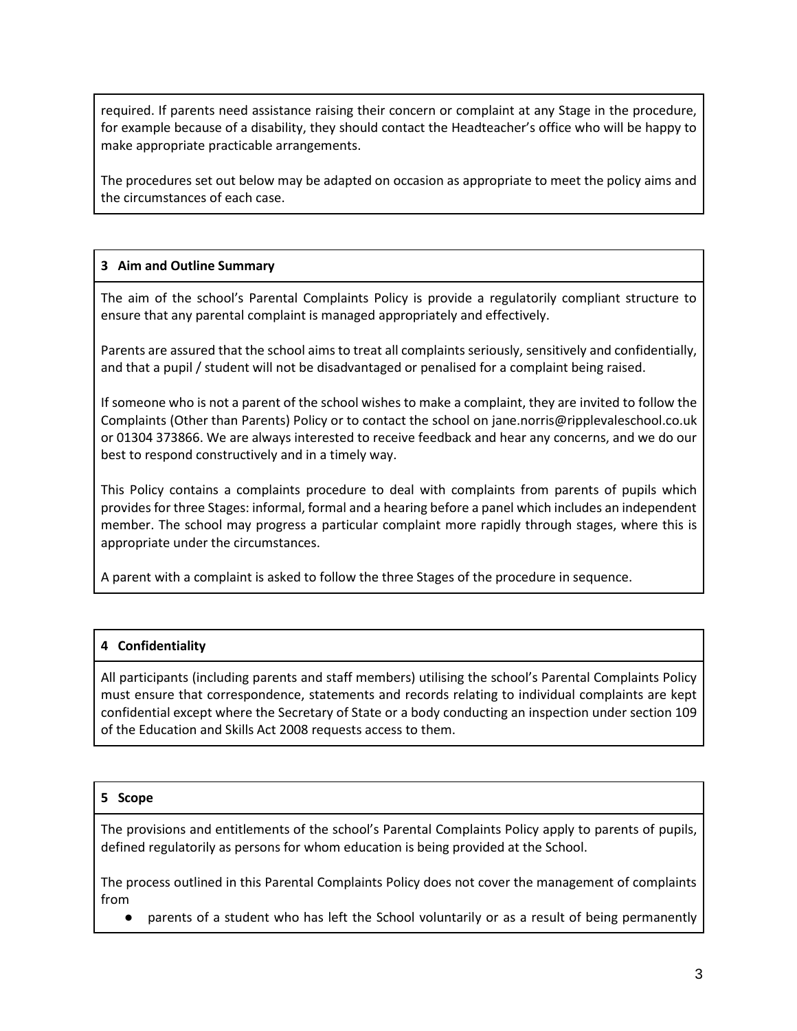required. If parents need assistance raising their concern or complaint at any Stage in the procedure, for example because of a disability, they should contact the Headteacher's office who will be happy to make appropriate practicable arrangements.

The procedures set out below may be adapted on occasion as appropriate to meet the policy aims and the circumstances of each case.

## 3 Aim and Outline Summary

The aim of the school's Parental Complaints Policy is provide a regulatorily compliant structure to ensure that any parental complaint is managed appropriately and effectively.

Parents are assured that the school aims to treat all complaints seriously, sensitively and confidentially, and that a pupil / student will not be disadvantaged or penalised for a complaint being raised.

If someone who is not a parent of the school wishes to make a complaint, they are invited to follow the Complaints (Other than Parents) Policy or to contact the school on jane.norris@ripplevaleschool.co.uk or 01304 373866. We are always interested to receive feedback and hear any concerns, and we do our best to respond constructively and in a timely way.

This Policy contains a complaints procedure to deal with complaints from parents of pupils which provides for three Stages: informal, formal and a hearing before a panel which includes an independent member. The school may progress a particular complaint more rapidly through stages, where this is appropriate under the circumstances.

A parent with a complaint is asked to follow the three Stages of the procedure in sequence.

## 4 Confidentiality

All participants (including parents and staff members) utilising the school's Parental Complaints Policy must ensure that correspondence, statements and records relating to individual complaints are kept confidential except where the Secretary of State or a body conducting an inspection under section 109 of the Education and Skills Act 2008 requests access to them.

## 5 Scope

The provisions and entitlements of the school's Parental Complaints Policy apply to parents of pupils, defined regulatorily as persons for whom education is being provided at the School.

The process outlined in this Parental Complaints Policy does not cover the management of complaints from

- parents of a student who has left the School voluntarily or as a result of being permanently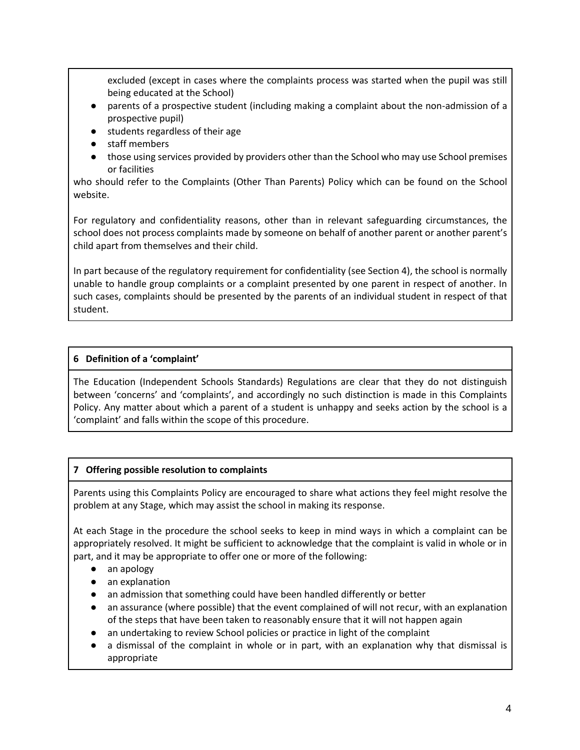excluded (except in cases where the complaints process was started when the pupil was still being educated at the School)

- parents of a prospective student (including making a complaint about the non-admission of a prospective pupil)
- students regardless of their age
- staff members
- those using services provided by providers other than the School who may use School premises or facilities

who should refer to the Complaints (Other Than Parents) Policy which can be found on the School website.

For regulatory and confidentiality reasons, other than in relevant safeguarding circumstances, the school does not process complaints made by someone on behalf of another parent or another parent's child apart from themselves and their child.

In part because of the regulatory requirement for confidentiality (see Section 4), the school is normally unable to handle group complaints or a complaint presented by one parent in respect of another. In such cases, complaints should be presented by the parents of an individual student in respect of that student.

## 6 Definition of a 'complaint'

The Education (Independent Schools Standards) Regulations are clear that they do not distinguish between 'concerns' and 'complaints', and accordingly no such distinction is made in this Complaints Policy. Any matter about which a parent of a student is unhappy and seeks action by the school is a 'complaint' and falls within the scope of this procedure.

## 7 Offering possible resolution to complaints

Parents using this Complaints Policy are encouraged to share what actions they feel might resolve the problem at any Stage, which may assist the school in making its response.

At each Stage in the procedure the school seeks to keep in mind ways in which a complaint can be appropriately resolved. It might be sufficient to acknowledge that the complaint is valid in whole or in part, and it may be appropriate to offer one or more of the following:

- an apology
- an explanation
- an admission that something could have been handled differently or better
- an assurance (where possible) that the event complained of will not recur, with an explanation of the steps that have been taken to reasonably ensure that it will not happen again
- an undertaking to review School policies or practice in light of the complaint
- a dismissal of the complaint in whole or in part, with an explanation why that dismissal is appropriate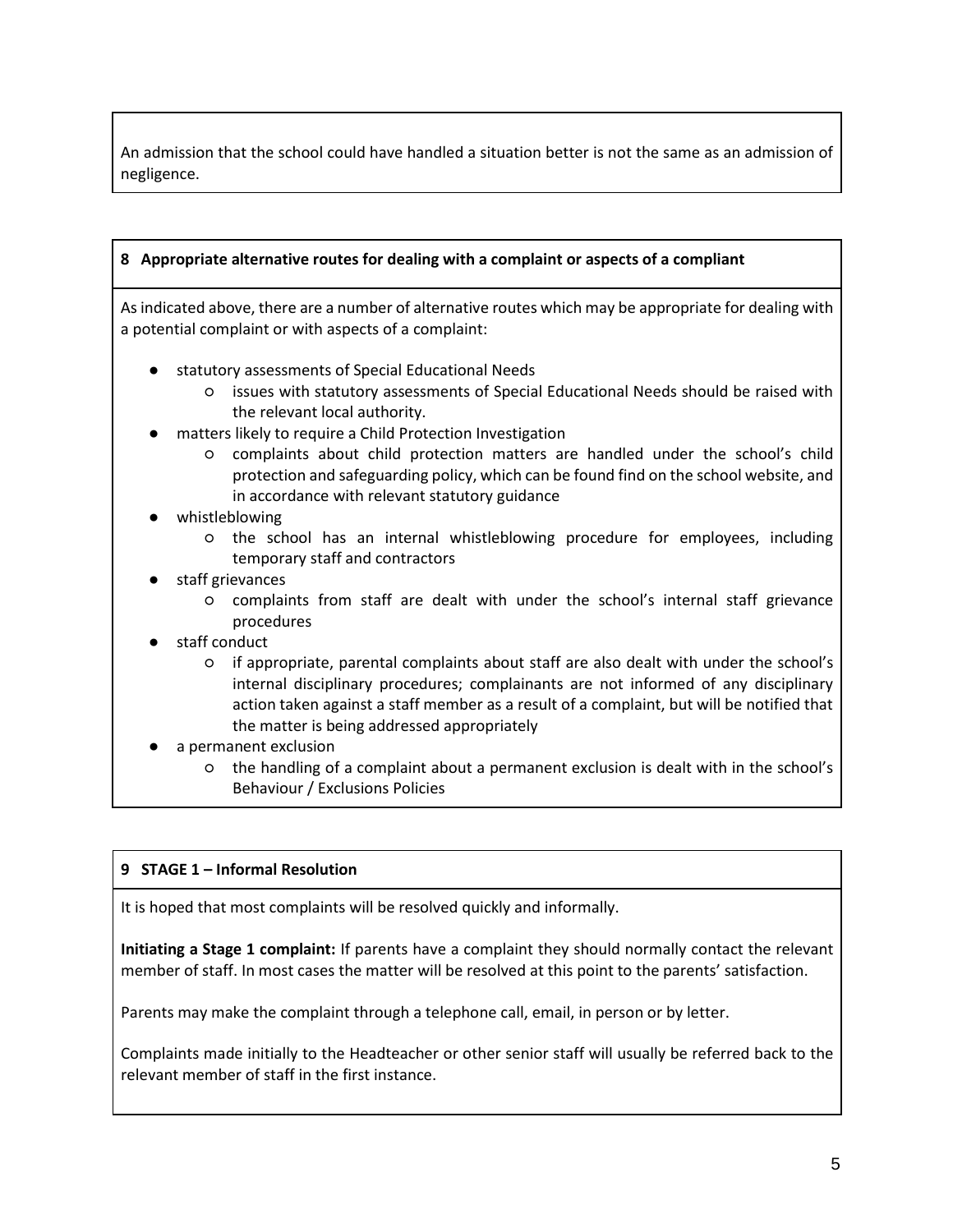An admission that the school could have handled a situation better is not the same as an admission of negligence.

## 8 Appropriate alternative routes for dealing with a complaint or aspects of a compliant

As indicated above, there are a number of alternative routes which may be appropriate for dealing with a potential complaint or with aspects of a complaint:

- statutory assessments of Special Educational Needs
  - issues with statutory assessments of Special Educational Needs should be raised with the relevant local authority.
- matters likely to require a Child Protection Investigation
  - complaints about child protection matters are handled under the school's child protection and safeguarding policy, which can be found find on the school website, and in accordance with relevant statutory guidance
- whistleblowing
  - the school has an internal whistleblowing procedure for employees, including temporary staff and contractors
- staff grievances
  - complaints from staff are dealt with under the school's internal staff grievance procedures
- staff conduct
  - if appropriate, parental complaints about staff are also dealt with under the school's internal disciplinary procedures; complainants are not informed of any disciplinary action taken against a staff member as a result of a complaint, but will be notified that the matter is being addressed appropriately
- a permanent exclusion
  - the handling of a complaint about a permanent exclusion is dealt with in the school's Behaviour / Exclusions Policies

## 9 STAGE 1 – Informal Resolution

It is hoped that most complaints will be resolved quickly and informally.

**Initiating a Stage 1 complaint:** If parents have a complaint they should normally contact the relevant member of staff. In most cases the matter will be resolved at this point to the parents' satisfaction.

Parents may make the complaint through a telephone call, email, in person or by letter.

Complaints made initially to the Headteacher or other senior staff will usually be referred back to the relevant member of staff in the first instance.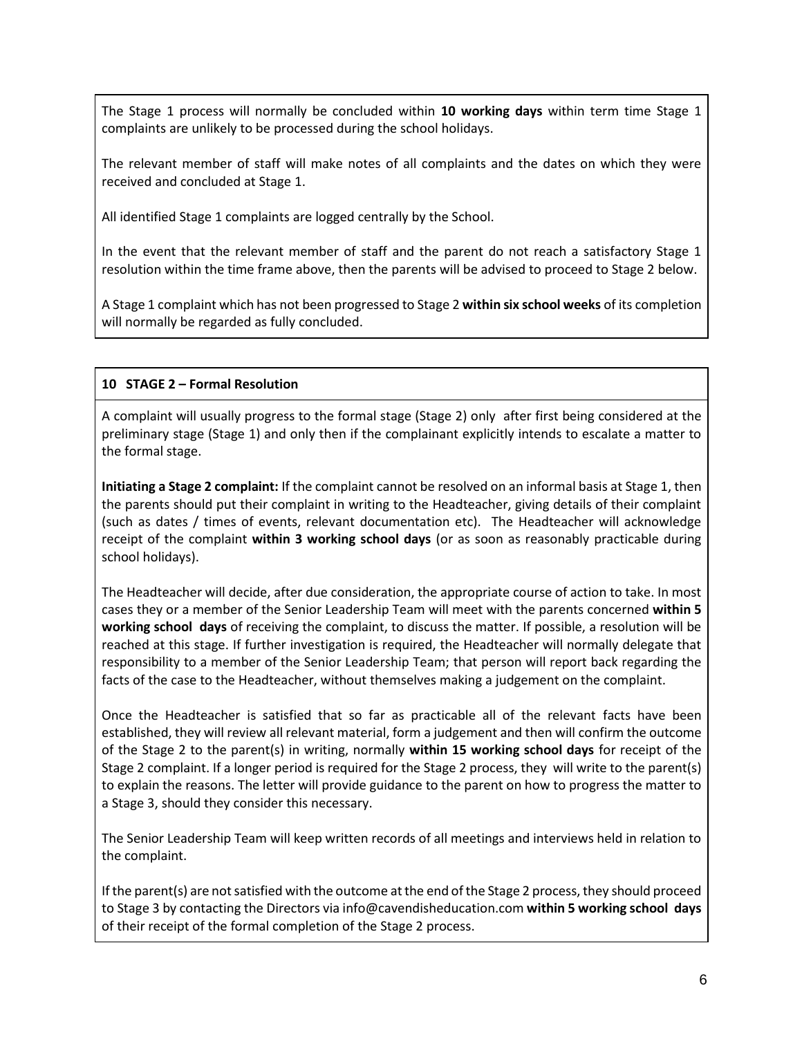The Stage 1 process will normally be concluded within **10 working days** within term time Stage 1 complaints are unlikely to be processed during the school holidays.

The relevant member of staff will make notes of all complaints and the dates on which they were received and concluded at Stage 1.

All identified Stage 1 complaints are logged centrally by the School.

In the event that the relevant member of staff and the parent do not reach a satisfactory Stage 1 resolution within the time frame above, then the parents will be advised to proceed to Stage 2 below.

A Stage 1 complaint which has not been progressed to Stage 2 **within six school weeks** of its completion will normally be regarded as fully concluded.

## 10 STAGE 2 – Formal Resolution

A complaint will usually progress to the formal stage (Stage 2) only after first being considered at the preliminary stage (Stage 1) and only then if the complainant explicitly intends to escalate a matter to the formal stage.

**Initiating a Stage 2 complaint:** If the complaint cannot be resolved on an informal basis at Stage 1, then the parents should put their complaint in writing to the Headteacher, giving details of their complaint (such as dates / times of events, relevant documentation etc). The Headteacher will acknowledge receipt of the complaint **within 3 working school days** (or as soon as reasonably practicable during school holidays).

The Headteacher will decide, after due consideration, the appropriate course of action to take. In most cases they or a member of the Senior Leadership Team will meet with the parents concerned **within 5 working school days** of receiving the complaint, to discuss the matter. If possible, a resolution will be reached at this stage. If further investigation is required, the Headteacher will normally delegate that responsibility to a member of the Senior Leadership Team; that person will report back regarding the facts of the case to the Headteacher, without themselves making a judgement on the complaint.

Once the Headteacher is satisfied that so far as practicable all of the relevant facts have been established, they will review all relevant material, form a judgement and then will confirm the outcome of the Stage 2 to the parent(s) in writing, normally **within 15 working school days** for receipt of the Stage 2 complaint. If a longer period is required for the Stage 2 process, they will write to the parent(s) to explain the reasons. The letter will provide guidance to the parent on how to progress the matter to a Stage 3, should they consider this necessary.

The Senior Leadership Team will keep written records of all meetings and interviews held in relation to the complaint.

If the parent(s) are not satisfied with the outcome at the end of the Stage 2 process, they should proceed to Stage 3 by contacting the Directors via info@cavendisheducation.com **within 5 working school days** of their receipt of the formal completion of the Stage 2 process.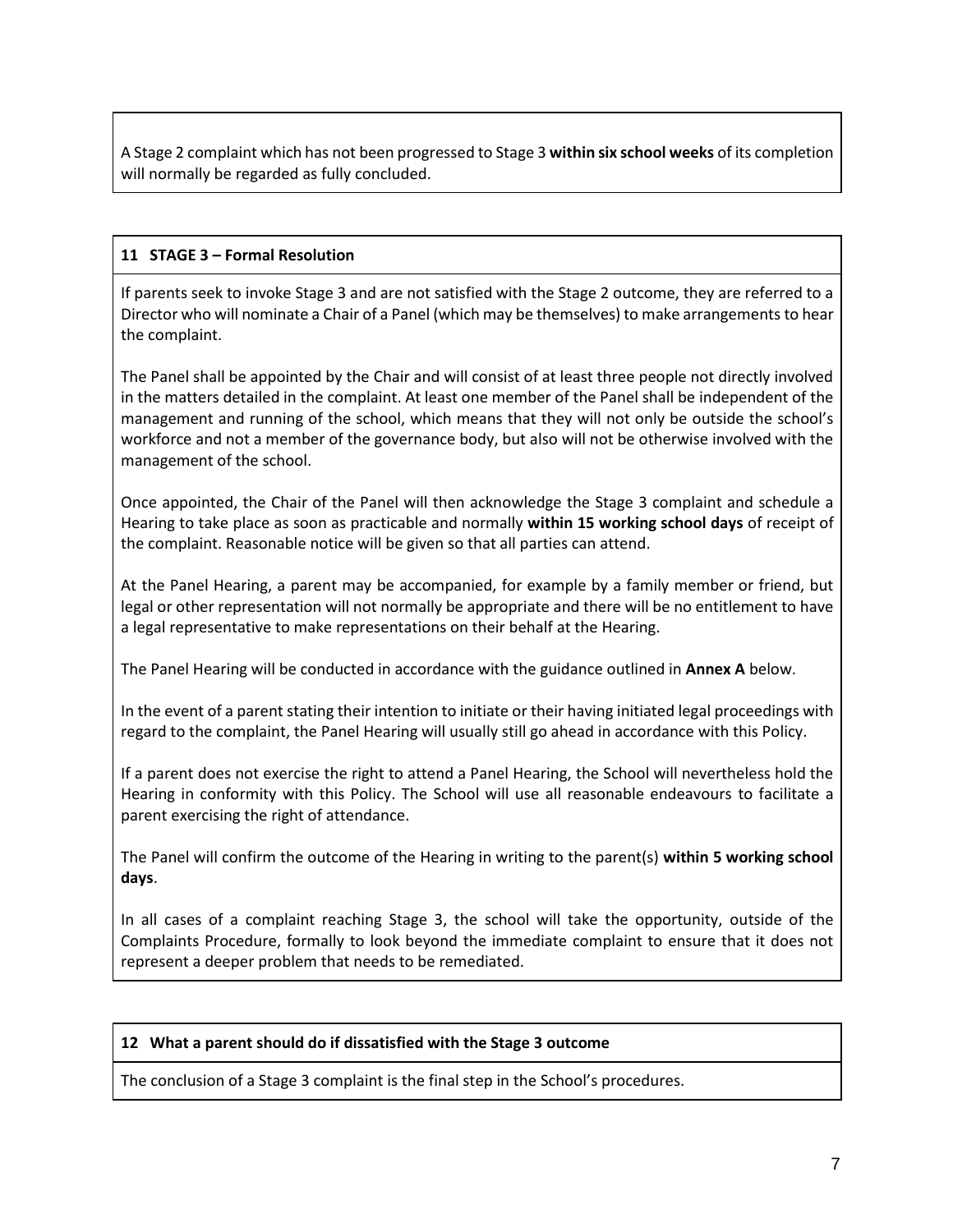A Stage 2 complaint which has not been progressed to Stage 3 **within six school weeks** of its completion will normally be regarded as fully concluded.

## 11 STAGE 3 – Formal Resolution

If parents seek to invoke Stage 3 and are not satisfied with the Stage 2 outcome, they are referred to a Director who will nominate a Chair of a Panel (which may be themselves) to make arrangements to hear the complaint.

The Panel shall be appointed by the Chair and will consist of at least three people not directly involved in the matters detailed in the complaint. At least one member of the Panel shall be independent of the management and running of the school, which means that they will not only be outside the school's workforce and not a member of the governance body, but also will not be otherwise involved with the management of the school.

Once appointed, the Chair of the Panel will then acknowledge the Stage 3 complaint and schedule a Hearing to take place as soon as practicable and normally **within 15 working school days** of receipt of the complaint. Reasonable notice will be given so that all parties can attend.

At the Panel Hearing, a parent may be accompanied, for example by a family member or friend, but legal or other representation will not normally be appropriate and there will be no entitlement to have a legal representative to make representations on their behalf at the Hearing.

The Panel Hearing will be conducted in accordance with the guidance outlined in **Annex A** below.

In the event of a parent stating their intention to initiate or their having initiated legal proceedings with regard to the complaint, the Panel Hearing will usually still go ahead in accordance with this Policy.

If a parent does not exercise the right to attend a Panel Hearing, the School will nevertheless hold the Hearing in conformity with this Policy. The School will use all reasonable endeavours to facilitate a parent exercising the right of attendance.

The Panel will confirm the outcome of the Hearing in writing to the parent(s) **within 5 working school days**.

In all cases of a complaint reaching Stage 3, the school will take the opportunity, outside of the Complaints Procedure, formally to look beyond the immediate complaint to ensure that it does not represent a deeper problem that needs to be remediated.

## 12 What a parent should do if dissatisfied with the Stage 3 outcome

The conclusion of a Stage 3 complaint is the final step in the School's procedures.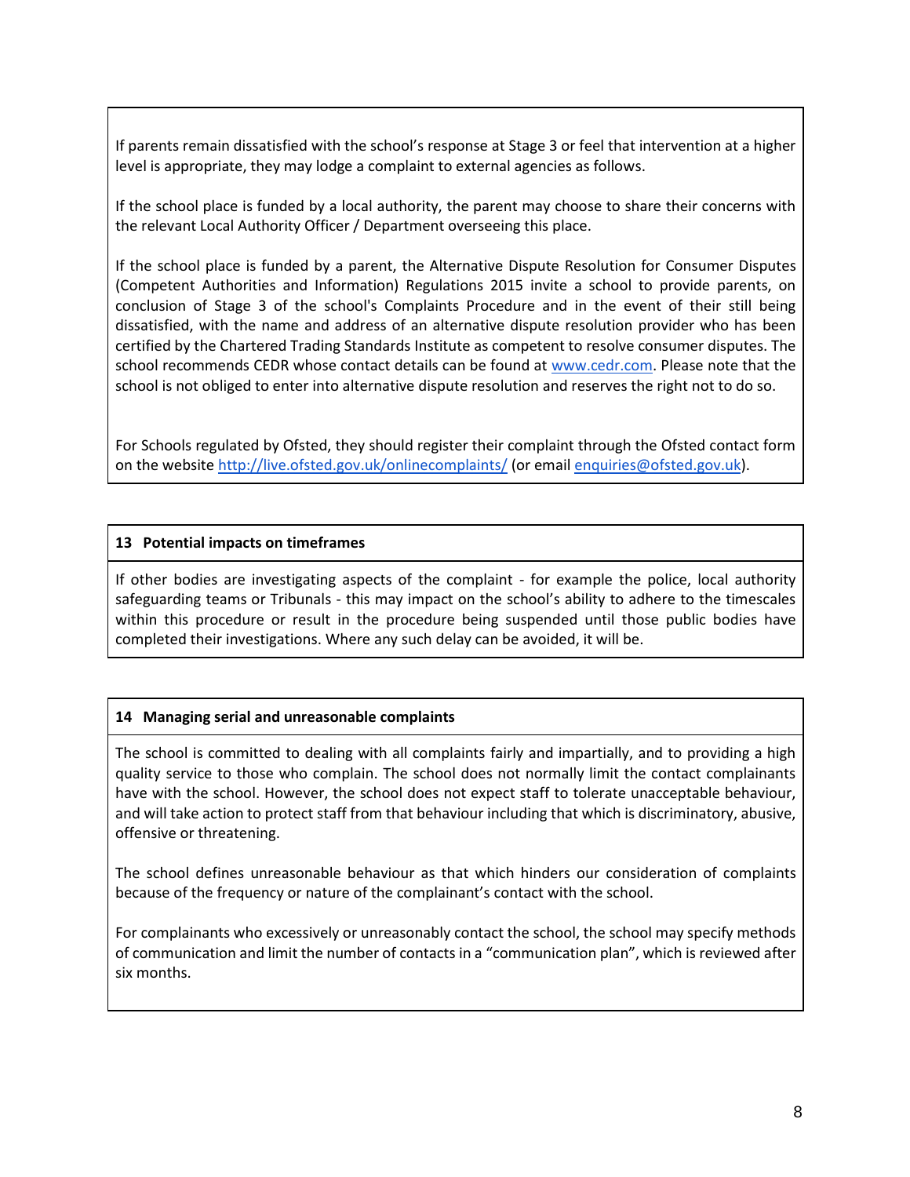If parents remain dissatisfied with the school's response at Stage 3 or feel that intervention at a higher level is appropriate, they may lodge a complaint to external agencies as follows.

If the school place is funded by a local authority, the parent may choose to share their concerns with the relevant Local Authority Officer / Department overseeing this place.

If the school place is funded by a parent, the Alternative Dispute Resolution for Consumer Disputes (Competent Authorities and Information) Regulations 2015 invite a school to provide parents, on conclusion of Stage 3 of the school's Complaints Procedure and in the event of their still being dissatisfied, with the name and address of an alternative dispute resolution provider who has been certified by the Chartered Trading Standards Institute as competent to resolve consumer disputes. The school recommends CEDR whose contact details can be found at [www.cedr.com](http://www.cedr.com). Please note that the school is not obliged to enter into alternative dispute resolution and reserves the right not to do so.

For Schools regulated by Ofsted, they should register their complaint through the Ofsted contact form on the website [http://live.ofsted.gov.uk/onlinecomplaints/](http://live.ofsted.gov.uk/onlinecomplaints/) (or email [enquiries@ofsted.gov.uk](mailto:enquiries@ofsted.gov.uk)).

## 13 Potential impacts on timeframes

If other bodies are investigating aspects of the complaint - for example the police, local authority safeguarding teams or Tribunals - this may impact on the school's ability to adhere to the timescales within this procedure or result in the procedure being suspended until those public bodies have completed their investigations. Where any such delay can be avoided, it will be.

## 14 Managing serial and unreasonable complaints

The school is committed to dealing with all complaints fairly and impartially, and to providing a high quality service to those who complain. The school does not normally limit the contact complainants have with the school. However, the school does not expect staff to tolerate unacceptable behaviour, and will take action to protect staff from that behaviour including that which is discriminatory, abusive, offensive or threatening.

The school defines unreasonable behaviour as that which hinders our consideration of complaints because of the frequency or nature of the complainant's contact with the school.

For complainants who excessively or unreasonably contact the school, the school may specify methods of communication and limit the number of contacts in a "communication plan", which is reviewed after six months.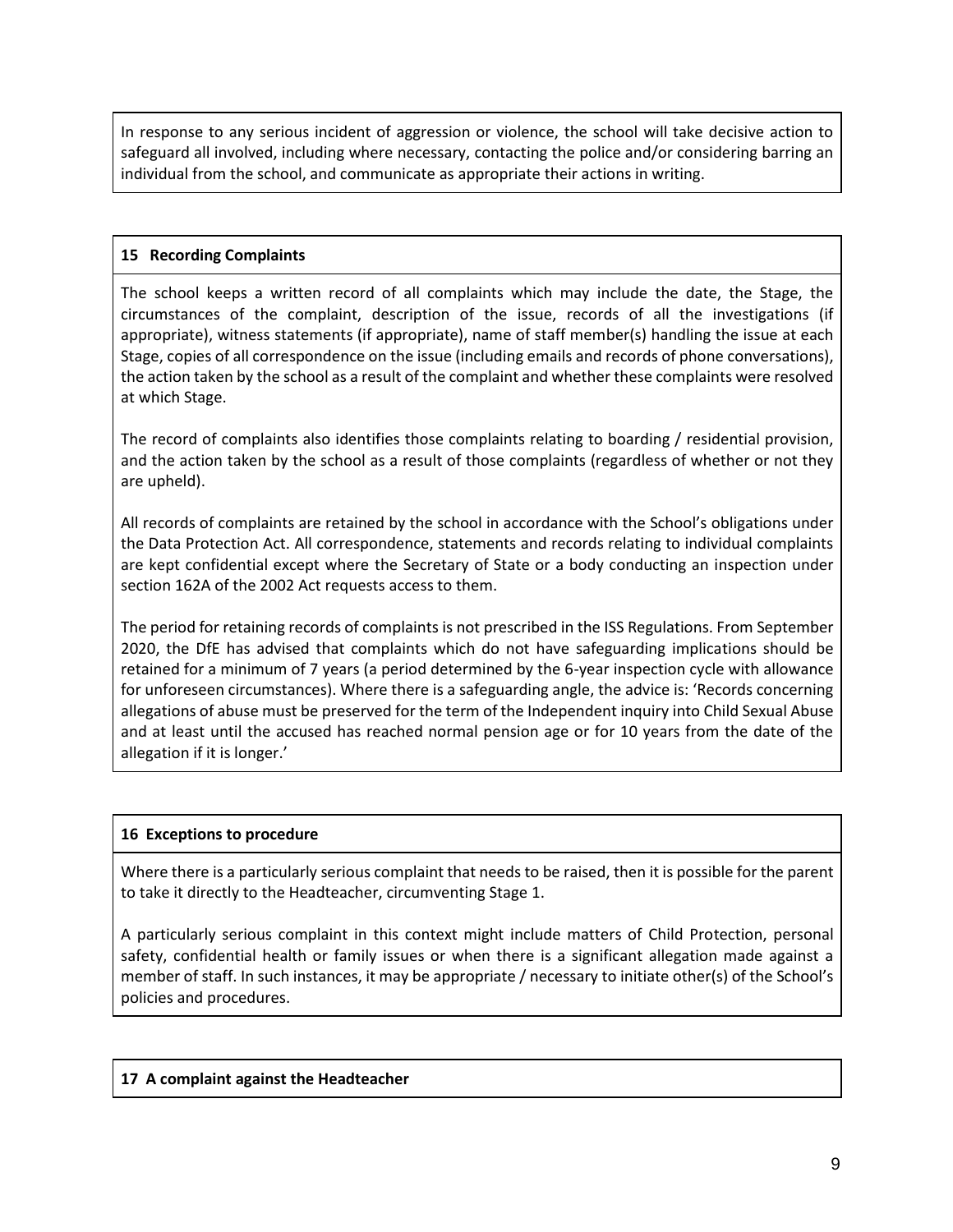In response to any serious incident of aggression or violence, the school will take decisive action to safeguard all involved, including where necessary, contacting the police and/or considering barring an individual from the school, and communicate as appropriate their actions in writing.

### 15 Recording Complaints

The school keeps a written record of all complaints which may include the date, the Stage, the circumstances of the complaint, description of the issue, records of all the investigations (if appropriate), witness statements (if appropriate), name of staff member(s) handling the issue at each Stage, copies of all correspondence on the issue (including emails and records of phone conversations), the action taken by the school as a result of the complaint and whether these complaints were resolved at which Stage.

The record of complaints also identifies those complaints relating to boarding / residential provision, and the action taken by the school as a result of those complaints (regardless of whether or not they are upheld).

All records of complaints are retained by the school in accordance with the School's obligations under the Data Protection Act. All correspondence, statements and records relating to individual complaints are kept confidential except where the Secretary of State or a body conducting an inspection under section 162A of the 2002 Act requests access to them.

The period for retaining records of complaints is not prescribed in the ISS Regulations. From September 2020, the DfE has advised that complaints which do not have safeguarding implications should be retained for a minimum of 7 years (a period determined by the 6-year inspection cycle with allowance for unforeseen circumstances). Where there is a safeguarding angle, the advice is: 'Records concerning allegations of abuse must be preserved for the term of the Independent inquiry into Child Sexual Abuse and at least until the accused has reached normal pension age or for 10 years from the date of the allegation if it is longer.'

### 16 Exceptions to procedure

Where there is a particularly serious complaint that needs to be raised, then it is possible for the parent to take it directly to the Headteacher, circumventing Stage 1.

A particularly serious complaint in this context might include matters of Child Protection, personal safety, confidential health or family issues or when there is a significant allegation made against a member of staff. In such instances, it may be appropriate / necessary to initiate other(s) of the School's policies and procedures.

### 17 A complaint against the Headteacher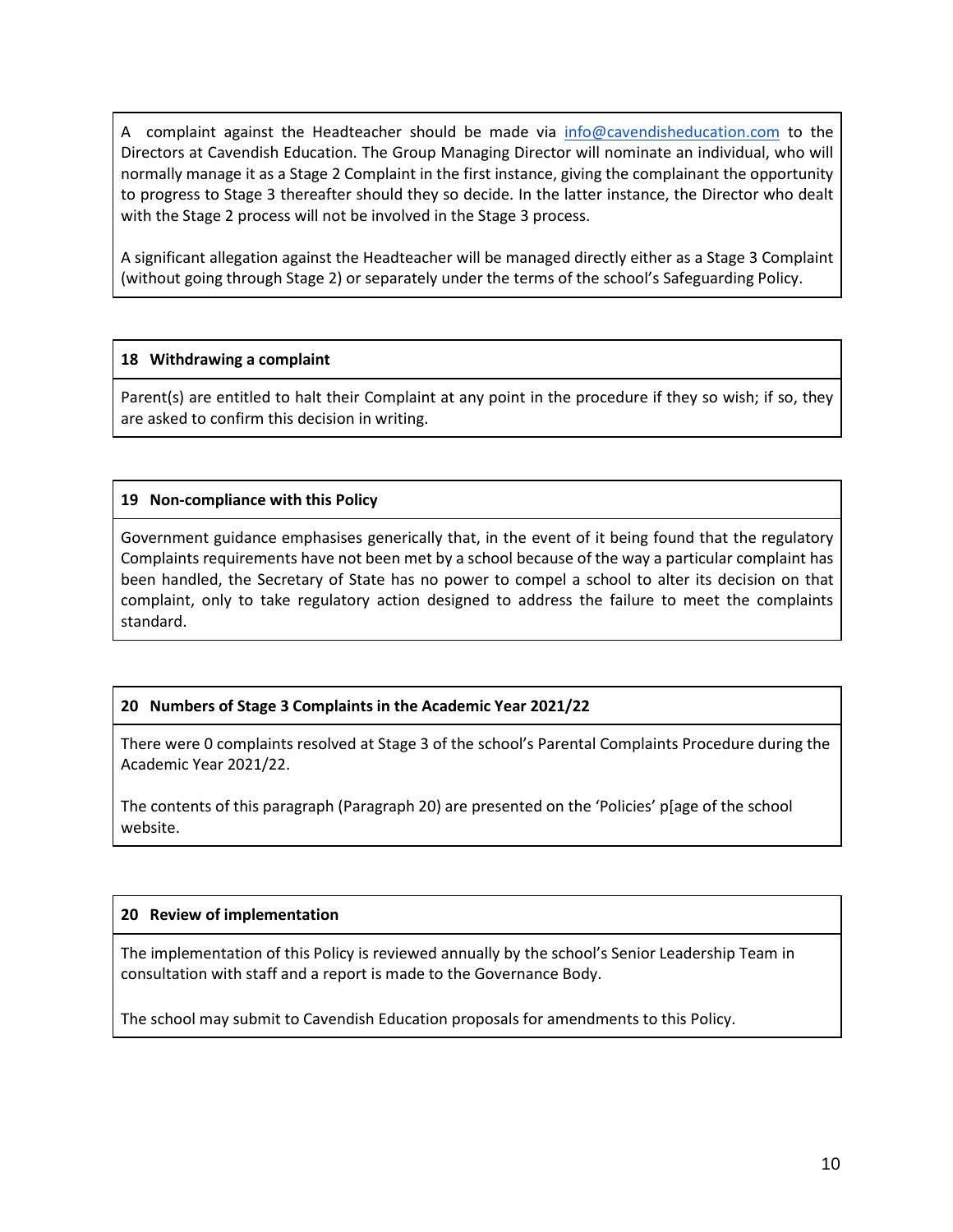A complaint against the Headteacher should be made via info@cavendisheducation.com to the Directors at Cavendish Education. The Group Managing Director will nominate an individual, who will normally manage it as a Stage 2 Complaint in the first instance, giving the complainant the opportunity to progress to Stage 3 thereafter should they so decide. In the latter instance, the Director who dealt with the Stage 2 process will not be involved in the Stage 3 process.

A significant allegation against the Headteacher will be managed directly either as a Stage 3 Complaint (without going through Stage 2) or separately under the terms of the school's Safeguarding Policy.

## 18 Withdrawing a complaint

Parent(s) are entitled to halt their Complaint at any point in the procedure if they so wish; if so, they are asked to confirm this decision in writing.

## 19 Non-compliance with this Policy

Government guidance emphasises generically that, in the event of it being found that the regulatory Complaints requirements have not been met by a school because of the way a particular complaint has been handled, the Secretary of State has no power to compel a school to alter its decision on that complaint, only to take regulatory action designed to address the failure to meet the complaints standard.

## 20 Numbers of Stage 3 Complaints in the Academic Year 2021/22

There were 0 complaints resolved at Stage 3 of the school's Parental Complaints Procedure during the Academic Year 2021/22.

The contents of this paragraph (Paragraph 20) are presented on the 'Policies' p[age of the school website.

## 20 Review of implementation

The implementation of this Policy is reviewed annually by the school's Senior Leadership Team in consultation with staff and a report is made to the Governance Body.

The school may submit to Cavendish Education proposals for amendments to this Policy.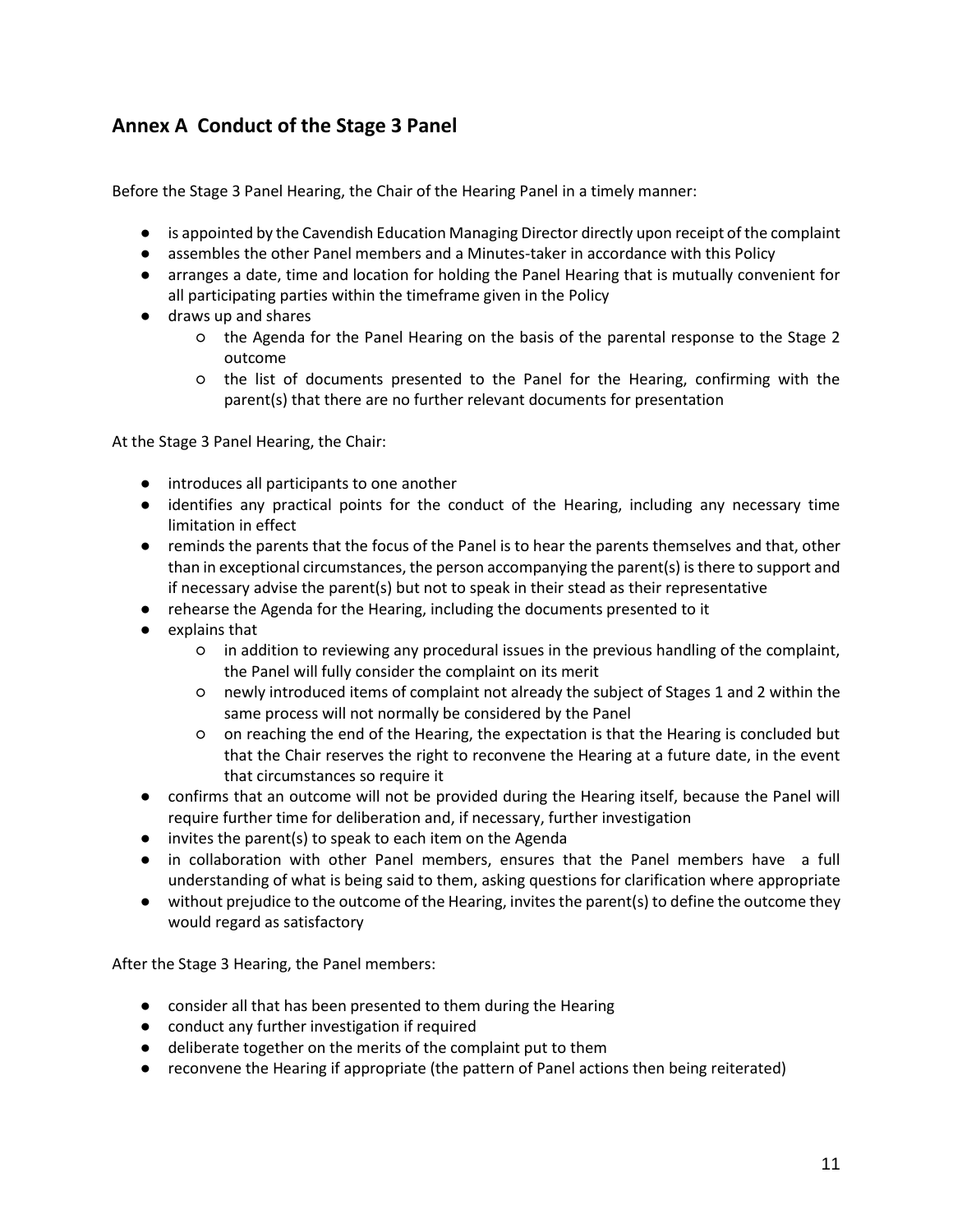## Annex A Conduct of the Stage 3 Panel

Before the Stage 3 Panel Hearing, the Chair of the Hearing Panel in a timely manner:

- is appointed by the Cavendish Education Managing Director directly upon receipt of the complaint
- assembles the other Panel members and a Minutes-taker in accordance with this Policy
- arranges a date, time and location for holding the Panel Hearing that is mutually convenient for all participating parties within the timeframe given in the Policy
- draws up and shares
    - the Agenda for the Panel Hearing on the basis of the parental response to the Stage 2 outcome
    - the list of documents presented to the Panel for the Hearing, confirming with the parent(s) that there are no further relevant documents for presentation

At the Stage 3 Panel Hearing, the Chair:

- introduces all participants to one another
- identifies any practical points for the conduct of the Hearing, including any necessary time limitation in effect
- reminds the parents that the focus of the Panel is to hear the parents themselves and that, other than in exceptional circumstances, the person accompanying the parent(s) is there to support and if necessary advise the parent(s) but not to speak in their stead as their representative
- rehearse the Agenda for the Hearing, including the documents presented to it
- explains that
    - in addition to reviewing any procedural issues in the previous handling of the complaint, the Panel will fully consider the complaint on its merit
    - newly introduced items of complaint not already the subject of Stages 1 and 2 within the same process will not normally be considered by the Panel
    - on reaching the end of the Hearing, the expectation is that the Hearing is concluded but that the Chair reserves the right to reconvene the Hearing at a future date, in the event that circumstances so require it
- confirms that an outcome will not be provided during the Hearing itself, because the Panel will require further time for deliberation and, if necessary, further investigation
- invites the parent(s) to speak to each item on the Agenda
- in collaboration with other Panel members, ensures that the Panel members have a full understanding of what is being said to them, asking questions for clarification where appropriate
- without prejudice to the outcome of the Hearing, invites the parent(s) to define the outcome they would regard as satisfactory

After the Stage 3 Hearing, the Panel members:

- consider all that has been presented to them during the Hearing
- conduct any further investigation if required
- deliberate together on the merits of the complaint put to them
- reconvene the Hearing if appropriate (the pattern of Panel actions then being reiterated)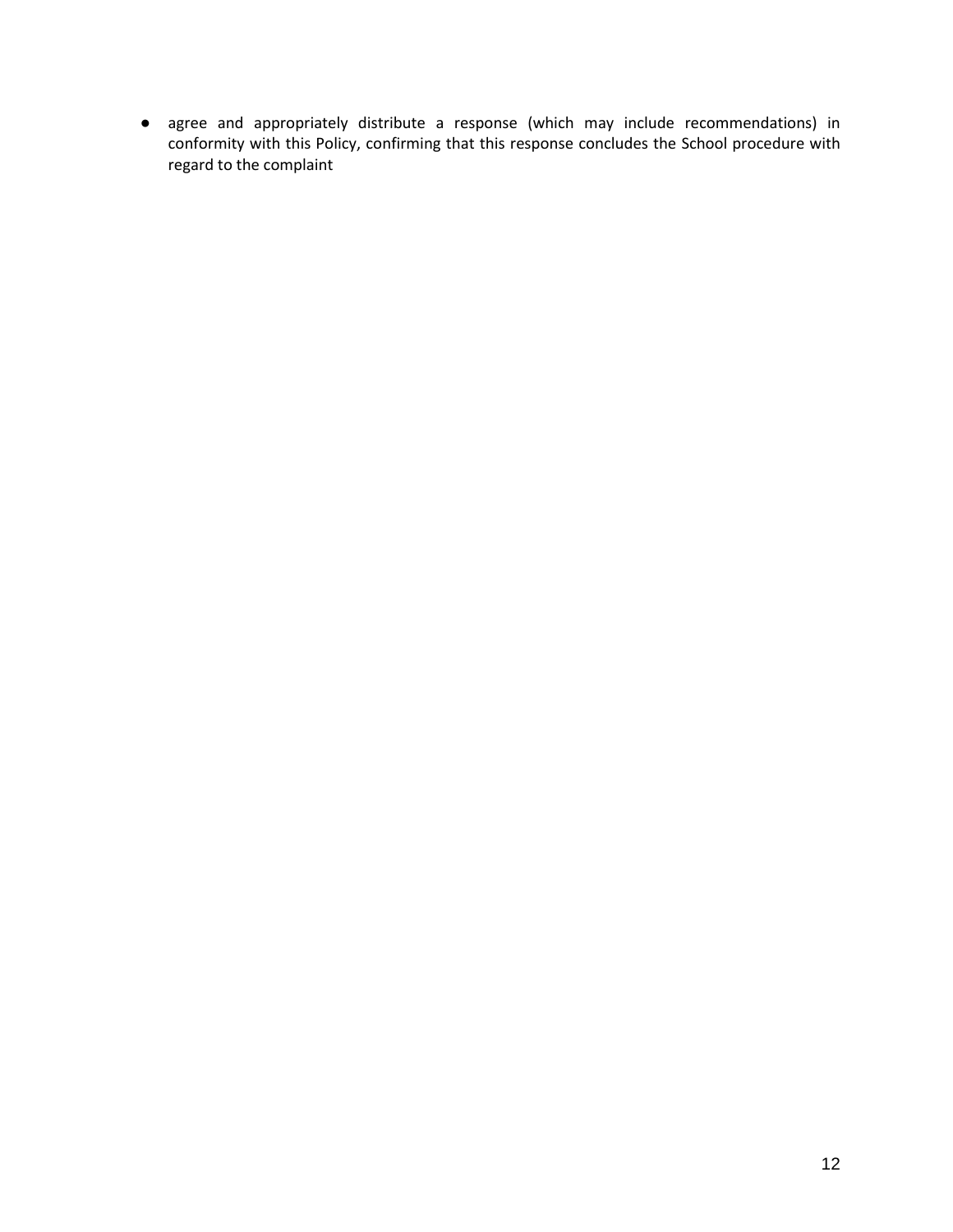- agree and appropriately distribute a response (which may include recommendations) in conformity with this Policy, confirming that this response concludes the School procedure with regard to the complaint